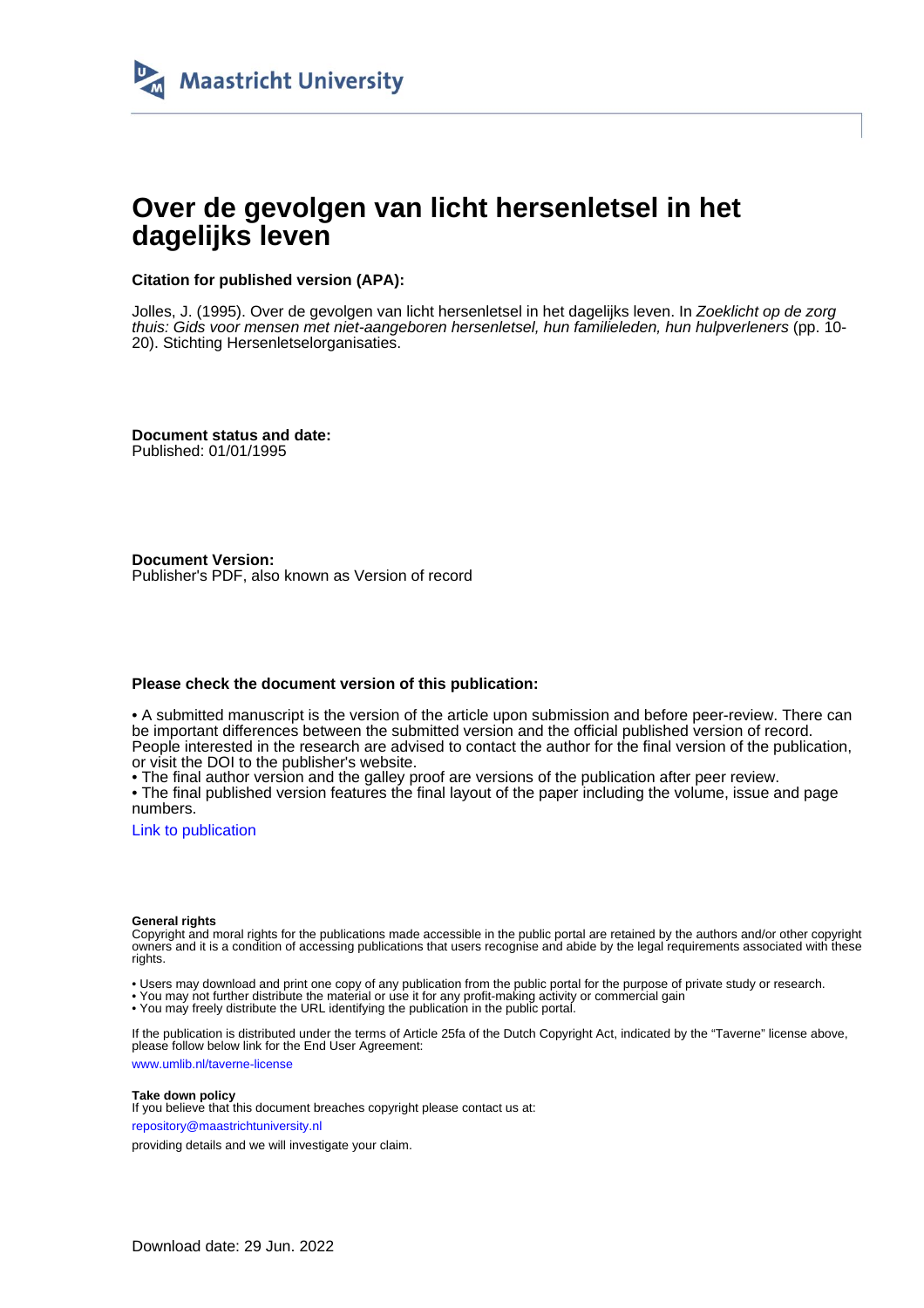# Over de gevolgen van licht hersenletsel in het dagelijks leven

**Citation for published version (APA):**

Jolles, J. (1995). Over de gevolgen van licht hersenletsel in het dagelijks leven. In *Zoeklicht op de zorg thuis: Gids voor mensen met niet-aangeboren hersenletsel, hun familieleden, hun hulpverleners* (pp. 10-20). Stichting Hersenletselorganisaties.

**Document status and date:**
Published: 01/01/1995

**Document Version:**
Publisher's PDF, also known as Version of record

**Please check the document version of this publication:**

• A submitted manuscript is the version of the article upon submission and before peer-review. There can be important differences between the submitted version and the official published version of record. People interested in the research are advised to contact the author for the final version of the publication, or visit the DOI to the publisher's website.
• The final author version and the galley proof are versions of the publication after peer review.
• The final published version features the final layout of the paper including the volume, issue and page numbers.

Link to publication

**General rights**
Copyright and moral rights for the publications made accessible in the public portal are retained by the authors and/or other copyright owners and it is a condition of accessing publications that users recognise and abide by the legal requirements associated with these rights.

• Users may download and print one copy of any publication from the public portal for the purpose of private study or research.
• You may not further distribute the material or use it for any profit-making activity or commercial gain
• You may freely distribute the URL identifying the publication in the public portal.

If the publication is distributed under the terms of Article 25fa of the Dutch Copyright Act, indicated by the "Taverne" license above, please follow below link for the End User Agreement:

www.umlib.nl/taverne-license

**Take down policy**
If you believe that this document breaches copyright please contact us at:

repository@maastrichtuniversity.nl

providing details and we will investigate your claim.

Download date: 29 Jun. 2022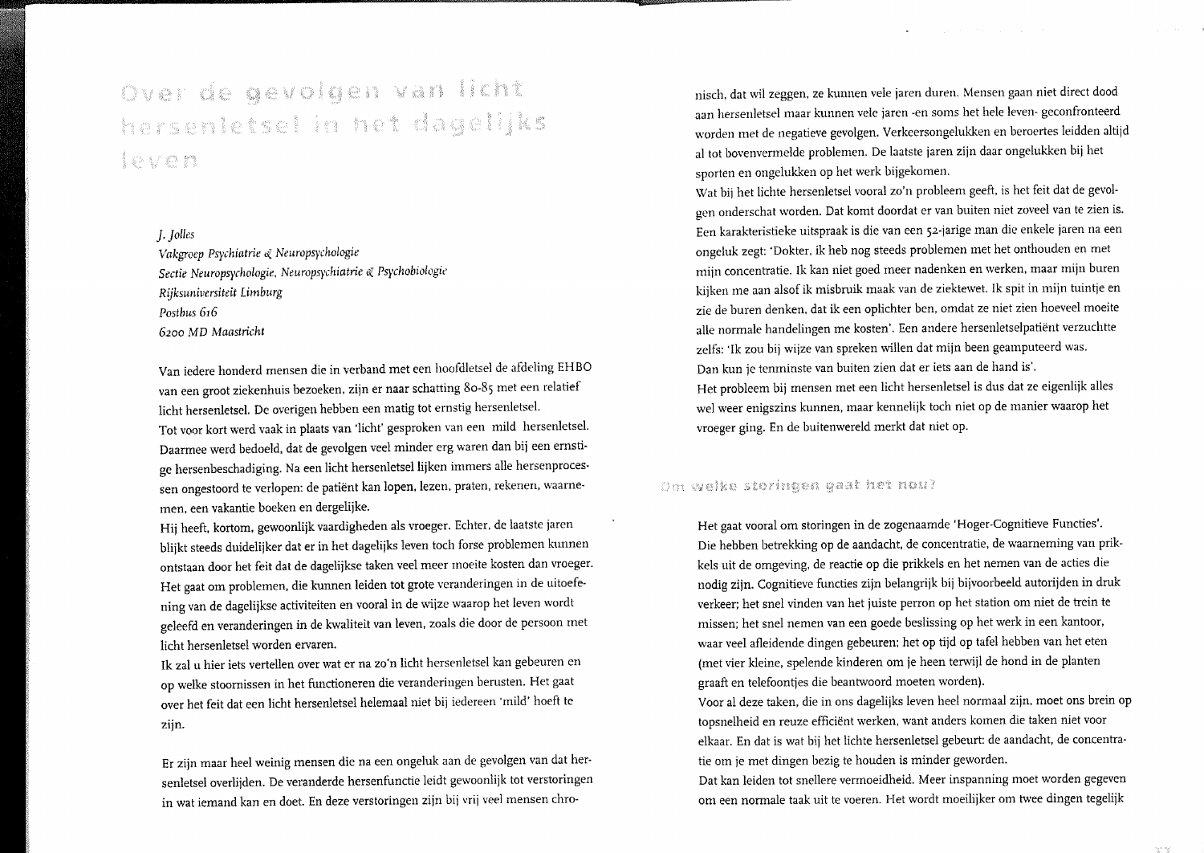# Over de gevolgen van licht hersenletsel in het dagelijks leven

*J. Jolles*
*Vakgroep Psychiatrie & Neuropsychologie*
*Sectie Neuropsychologie, Neuropsychiatrie & Psychobiologie*
*Rijksuniversiteit Limburg*
*Postbus 616*
*6200 MD Maastricht*

Van iedere honderd mensen die in verband met een hoofdletsel de afdeling EHBO van een groot ziekenhuis bezoeken, zijn er naar schatting 80-85 met een relatief licht hersenletsel. De overigen hebben een matig tot ernstig hersenletsel.
Tot voor kort werd vaak in plaats van 'licht' gesproken van een mild hersenletsel. Daarmee werd bedoeld, dat de gevolgen veel minder erg waren dan bij een ernstige hersenbeschadiging. Na een licht hersenletsel lijken immers alle hersenprocessen ongestoord te verlopen: de patiënt kan lopen, lezen, praten, rekenen, waarnemen, een vakantie boeken en dergelijke.
Hij heeft, kortom, gewoonlijk vaardigheden als vroeger. Echter, de laatste jaren blijkt steeds duidelijker dat er in het dagelijks leven toch forse problemen kunnen ontstaan door het feit dat de dagelijkse taken veel meer moeite kosten dan vroeger. Het gaat om problemen, die kunnen leiden tot grote veranderingen in de uitoefening van de dagelijkse activiteiten en vooral in de wijze waarop het leven wordt geleefd en veranderingen in de kwaliteit van leven, zoals die door de persoon met licht hersenletsel worden ervaren.
Ik zal u hier iets vertellen over wat er na zo'n licht hersenletsel kan gebeuren en op welke stoornissen in het functioneren die veranderingen berusten. Het gaat over het feit dat een licht hersenletsel helemaal niet bij iedereen 'mild' hoeft te zijn.

Er zijn maar heel weinig mensen die na een ongeluk aan de gevolgen van dat hersenletsel overlijden. De veranderde hersenfunctie leidt gewoonlijk tot verstoringen in wat iemand kan en doet. En deze verstoringen zijn bij vrij veel mensen chronisch, dat wil zeggen, ze kunnen vele jaren duren. Mensen gaan niet direct dood aan hersenletsel maar kunnen vele jaren -en soms het hele leven- geconfronteerd worden met de negatieve gevolgen. Verkeersongelukken en beroertes leidden altijd al tot bovenvermelde problemen. De laatste jaren zijn daar ongelukken bij het sporten en ongelukken op het werk bijgekomen.
Wat bij het lichte hersenletsel vooral zo'n probleem geeft, is het feit dat de gevolgen onderschat worden. Dat komt doordat er van buiten niet zoveel van te zien is. Een karakteristieke uitspraak is die van een 52-jarige man die enkele jaren na een ongeluk zegt: 'Dokter, ik heb nog steeds problemen met het onthouden en met mijn concentratie. Ik kan niet goed meer nadenken en werken, maar mijn buren kijken me aan alsof ik misbruik maak van de ziektewet. Ik spit in mijn tuintje en zie de buren denken, dat ik een oplichter ben, omdat ze niet zien hoeveel moeite alle normale handelingen me kosten'. Een andere hersenletselpatiënt verzuchtte zelfs: 'Ik zou bij wijze van spreken willen dat mijn been geamputeerd was. Dan kun je tenminste van buiten zien dat er iets aan de hand is'.
Het probleem bij mensen met een licht hersenletsel is dus dat ze eigenlijk alles wel weer enigszins kunnen, maar kennelijk toch niet op de manier waarop het vroeger ging. En de buitenwereld merkt dat niet op.

## Om welke storingen gaat het nou?

Het gaat vooral om storingen in de zogenaamde 'Hoger-Cognitieve Functies'. Die hebben betrekking op de aandacht, de concentratie, de waarneming van prikkels uit de omgeving, de reactie op die prikkels en het nemen van de acties die nodig zijn. Cognitieve functies zijn belangrijk bij bijvoorbeeld autorijden in druk verkeer; het snel vinden van het juiste perron op het station om niet de trein te missen; het snel nemen van een goede beslissing op het werk in een kantoor, waar veel afleidende dingen gebeuren; het op tijd op tafel hebben van het eten (met vier kleine, spelende kinderen om je heen terwijl de hond in de planten graaft en telefoontjes die beantwoord moeten worden).
Voor al deze taken, die in ons dagelijks leven heel normaal zijn, moet ons brein op topsnelheid en reuze efficiënt werken, want anders komen die taken niet voor elkaar. En dat is wat bij het lichte hersenletsel gebeurt: de aandacht, de concentratie om je met dingen bezig te houden is minder geworden.
Dat kan leiden tot snellere vermoeidheid. Meer inspanning moet worden gegeven om een normale taak uit te voeren. Het wordt moeilijker om twee dingen tegelijk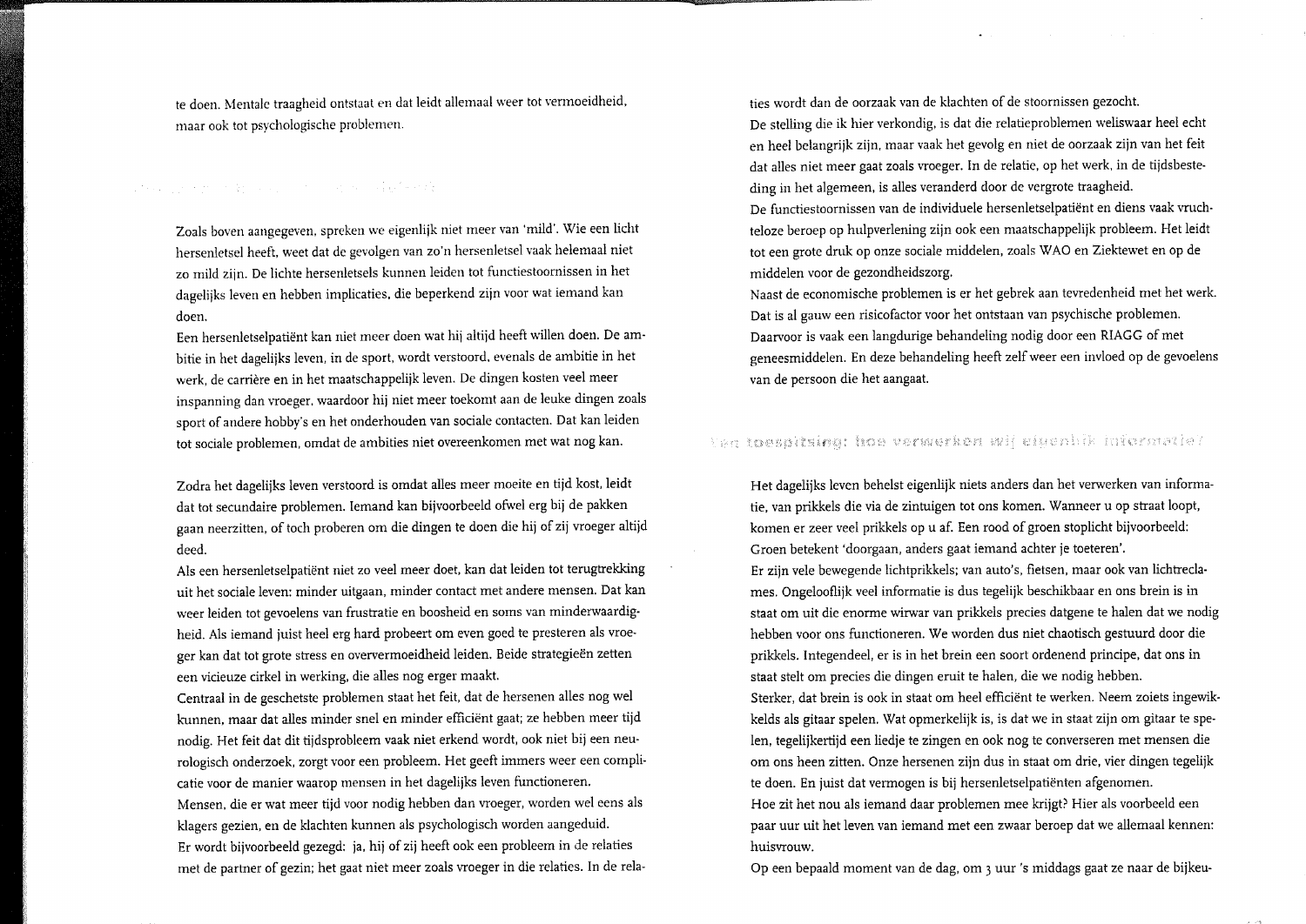te doen. Mentale traagheid ontstaat en dat leidt allemaal weer tot vermoeidheid, maar ook tot psychologische problemen.

Zoals boven aangegeven, spreken we eigenlijk niet meer van 'mild'. Wie een licht hersenletsel heeft, weet dat de gevolgen van zo'n hersenletsel vaak helemaal niet zo mild zijn. De lichte hersenletsels kunnen leiden tot functiestoornissen in het dagelijks leven en hebben implicaties, die beperkend zijn voor wat iemand kan doen.

Een hersenletselpatiënt kan niet meer doen wat hij altijd heeft willen doen. De ambitie in het dagelijks leven, in de sport, wordt verstoord, evenals de ambitie in het werk, de carrière en in het maatschappelijk leven. De dingen kosten veel meer inspanning dan vroeger, waardoor hij niet meer toekomt aan de leuke dingen zoals sport of andere hobby's en het onderhouden van sociale contacten. Dat kan leiden tot sociale problemen, omdat de ambities niet overeenkomen met wat nog kan.

Zodra het dagelijks leven verstoord is omdat alles meer moeite en tijd kost, leidt dat tot secundaire problemen. Iemand kan bijvoorbeeld ofwel erg bij de pakken gaan neerzitten, of toch proberen om die dingen te doen die hij of zij vroeger altijd deed.

Als een hersenletselpatiënt niet zo veel meer doet, kan dat leiden tot terugtrekking uit het sociale leven: minder uitgaan, minder contact met andere mensen. Dat kan weer leiden tot gevoelens van frustratie en boosheid en soms van minderwaardigheid. Als iemand juist heel erg hard probeert om even goed te presteren als vroeger kan dat tot grote stress en oververmoeidheid leiden. Beide strategieën zetten een vicieuze cirkel in werking, die alles nog erger maakt.

Centraal in de geschetste problemen staat het feit, dat de hersenen alles nog wel kunnen, maar dat alles minder snel en minder efficiënt gaat; ze hebben meer tijd nodig. Het feit dat dit tijdsprobleem vaak niet erkend wordt, ook niet bij een neurologisch onderzoek, zorgt voor een probleem. Het geeft immers weer een complicatie voor de manier waarop mensen in het dagelijks leven functioneren.

Mensen, die er wat meer tijd voor nodig hebben dan vroeger, worden wel eens als klagers gezien, en de klachten kunnen als psychologisch worden aangeduid.

Er wordt bijvoorbeeld gezegd: ja, hij of zij heeft ook een probleem in de relaties met de partner of gezin; het gaat niet meer zoals vroeger in die relaties. In de relaties wordt dan de oorzaak van de klachten of de stoornissen gezocht.

De stelling die ik hier verkondig, is dat die relatieproblemen weliswaar heel echt en heel belangrijk zijn, maar vaak het gevolg en niet de oorzaak zijn van het feit dat alles niet meer gaat zoals vroeger. In de relatie, op het werk, in de tijdsbesteding in het algemeen, is alles veranderd door de vergrote traagheid.

De functiestoornissen van de individuele hersenletselpatiënt en diens vaak vruchteloze beroep op hulpverlening zijn ook een maatschappelijk probleem. Het leidt tot een grote druk op onze sociale middelen, zoals WAO en Ziektewet en op de middelen voor de gezondheidszorg.

Naast de economische problemen is er het gebrek aan tevredenheid met het werk. Dat is al gauw een risicofactor voor het ontstaan van psychische problemen. Daarvoor is vaak een langdurige behandeling nodig door een RIAGG of met geneesmiddelen. En deze behandeling heeft zelf weer een invloed op de gevoelens van de persoon die het aangaat.

## Een toespitsing: hoe verwerken wij eigenlijk informatie?

Het dagelijks leven behelst eigenlijk niets anders dan het verwerken van informatie, van prikkels die via de zintuigen tot ons komen. Wanneer u op straat loopt, komen er zeer veel prikkels op u af. Een rood of groen stoplicht bijvoorbeeld: Groen betekent 'doorgaan, anders gaat iemand achter je toeteren'.

Er zijn vele bewegende lichtprikkels; van auto's, fietsen, maar ook van lichtreclames. Ongelooflijk veel informatie is dus tegelijk beschikbaar en ons brein is in staat om uit die enorme wirwar van prikkels precies datgene te halen dat we nodig hebben voor ons functioneren. We worden dus niet chaotisch gestuurd door die prikkels. Integendeel, er is in het brein een soort ordenend principe, dat ons in staat stelt om precies die dingen eruit te halen, die we nodig hebben.

Sterker, dat brein is ook in staat om heel efficiënt te werken. Neem zoiets ingewikkelds als gitaar spelen. Wat opmerkelijk is, is dat we in staat zijn om gitaar te spelen, tegelijkertijd een liedje te zingen en ook nog te converseren met mensen die om ons heen zitten. Onze hersenen zijn dus in staat om drie, vier dingen tegelijk te doen. En juist dat vermogen is bij hersenletselpatiënten afgenomen.

Hoe zit het nou als iemand daar problemen mee krijgt? Hier als voorbeeld een paar uur uit het leven van iemand met een zwaar beroep dat we allemaal kennen: huisvrouw.

Op een bepaald moment van de dag, om 3 uur 's middags gaat ze naar de bijkeu-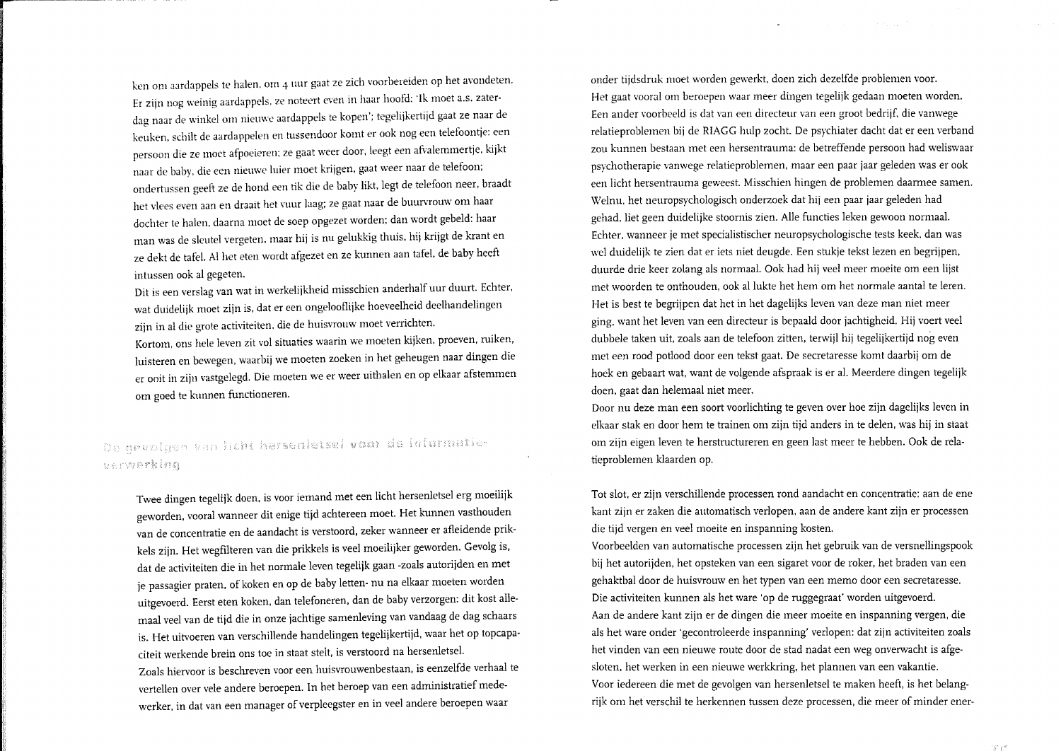ken om aardappels te halen, om 4 uur gaat ze zich voorbereiden op het avondeten. Er zijn nog weinig aardappels, ze noteert even in haar hoofd: 'Ik moet a.s. zaterdag naar de winkel om nieuwe aardappels te kopen'; tegelijkertijd gaat ze naar de keuken, schilt de aardappelen en tussendoor komt er ook nog een telefoontje: een persoon die ze moet afpoeieren; ze gaat weer door, leegt een afvalemmertje, kijkt naar de baby, die een nieuwe luier moet krijgen, gaat weer naar de telefoon; ondertussen geeft ze de hond een tik die de baby likt, legt de telefoon neer, braadt het vlees even aan en draait het vuur laag; ze gaat naar de buurvrouw om haar dochter te halen, daarna moet de soep opgezet worden; dan wordt gebeld: haar man was de sleutel vergeten, maar hij is nu gelukkig thuis, hij krijgt de krant en ze dekt de tafel. Al het eten wordt afgezet en ze kunnen aan tafel, de baby heeft intussen ook al gegeten.

Dit is een verslag van wat in werkelijkheid misschien anderhalf uur duurt. Echter, wat duidelijk moet zijn is, dat er een ongelooflijke hoeveelheid deelhandelingen zijn in al die grote activiteiten, die de huisvrouw moet verrichten.

Kortom, ons hele leven zit vol situaties waarin we moeten kijken, proeven, ruiken, luisteren en bewegen, waarbij we moeten zoeken in het geheugen naar dingen die er ooit in zijn vastgelegd. Die moeten we er weer uithalen en op elkaar afstemmen om goed te kunnen functioneren.

## De gevolgen van licht hersenletsel voor de informatieverwerking

Twee dingen tegelijk doen, is voor iemand met een licht hersenletsel erg moeilijk geworden, vooral wanneer dit enige tijd achtereen moet. Het kunnen vasthouden van de concentratie en de aandacht is verstoord, zeker wanneer er afleidende prikkels zijn. Het wegfilteren van die prikkels is veel moeilijker geworden. Gevolg is, dat de activiteiten die in het normale leven tegelijk gaan -zoals autorijden en met je passagier praten, of koken en op de baby letten- nu na elkaar moeten worden uitgevoerd. Eerst eten koken, dan telefoneren, dan de baby verzorgen: dit kost allemaal veel van de tijd die in onze jachtige samenleving van vandaag de dag schaars is. Het uitvoeren van verschillende handelingen tegelijkertijd, waar het op topcapaciteit werkende brein ons toe in staat stelt, is verstoord na hersenletsel.

Zoals hiervoor is beschreven voor een huisvrouwenbestaan, is eenzelfde verhaal te vertellen over vele andere beroepen. In het beroep van een administratief medewerker, in dat van een manager of verpleegster en in veel andere beroepen waar onder tijdsdruk moet worden gewerkt, doen zich dezelfde problemen voor.

Het gaat vooral om beroepen waar meer dingen tegelijk gedaan moeten worden. Een ander voorbeeld is dat van een directeur van een groot bedrijf, die vanwege relatieproblemen bij de RIAGG hulp zocht. De psychiater dacht dat er een verband zou kunnen bestaan met een hersentrauma: de betreffende persoon had weliswaar psychotherapie vanwege relatieproblemen, maar een paar jaar geleden was er ook een licht hersentrauma geweest. Misschien hingen de problemen daarmee samen. Welnu, het neuropsychologisch onderzoek dat hij een paar jaar geleden had gehad, liet geen duidelijke stoornis zien. Alle functies leken gewoon normaal. Echter, wanneer je met specialistischer neuropsychologische tests keek, dan was wel duidelijk te zien dat er iets niet deugde. Een stukje tekst lezen en begrijpen, duurde drie keer zolang als normaal. Ook had hij veel meer moeite om een lijst met woorden te onthouden, ook al lukte het hem om het normale aantal te leren. Het is best te begrijpen dat het in het dagelijks leven van deze man niet meer ging, want het leven van een directeur is bepaald door jachtigheid. Hij voert veel dubbele taken uit, zoals aan de telefoon zitten, terwijl hij tegelijkertijd nog even met een rood potlood door een tekst gaat. De secretaresse komt daarbij om de hoek en gebaart wat, want de volgende afspraak is er al. Meerdere dingen tegelijk doen, gaat dan helemaal niet meer.

Door nu deze man een soort voorlichting te geven over hoe zijn dagelijks leven in elkaar stak en door hem te trainen om zijn tijd anders in te delen, was hij in staat om zijn eigen leven te herstructureren en geen last meer te hebben. Ook de relatieproblemen klaarden op.

Tot slot, er zijn verschillende processen rond aandacht en concentratie: aan de ene kant zijn er zaken die automatisch verlopen, aan de andere kant zijn er processen die tijd vergen en veel moeite en inspanning kosten.

Voorbeelden van automatische processen zijn het gebruik van de versnellingspook bij het autorijden, het opsteken van een sigaret voor de roker, het braden van een gehaktbal door de huisvrouw en het typen van een memo door een secretaresse. Die activiteiten kunnen als het ware 'op de ruggegraat' worden uitgevoerd.

Aan de andere kant zijn er de dingen die meer moeite en inspanning vergen, die als het ware onder 'gecontroleerde inspanning' verlopen: dat zijn activiteiten zoals het vinden van een nieuwe route door de stad nadat een weg onverwacht is afgesloten, het werken in een nieuwe werkkring, het plannen van een vakantie.

Voor iedereen die met de gevolgen van hersenletsel te maken heeft, is het belangrijk om het verschil te herkennen tussen deze processen, die meer of minder ener-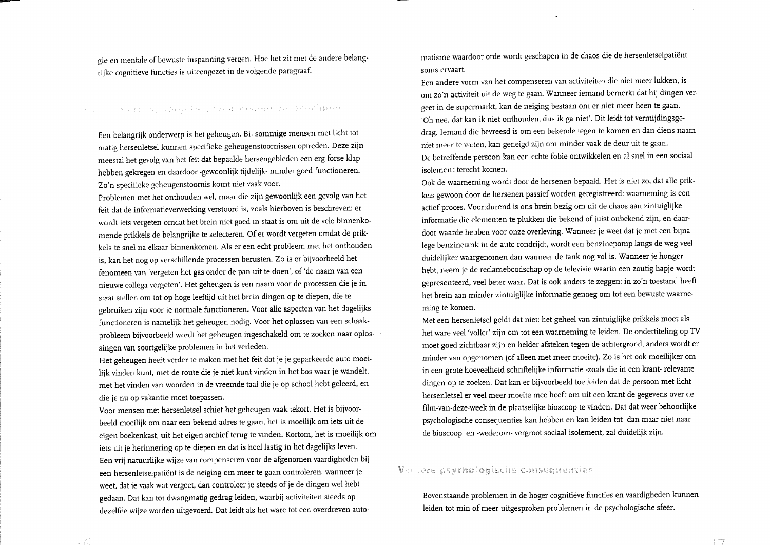gie en mentale of bewuste inspanning vergen. Hoe het zit met de andere belangrijke cognitieve functies is uiteengezet in de volgende paragraaf.

## Onthouden, vergeten, waarnemen en begrijpen

Een belangrijk onderwerp is het geheugen. Bij sommige mensen met licht tot matig hersenletsel kunnen specifieke geheugenstoornissen optreden. Deze zijn meestal het gevolg van het feit dat bepaalde hersengebieden een erg forse klap hebben gekregen en daardoor -gewoonlijk tijdelijk- minder goed functioneren. Zo'n specifieke geheugenstoornis komt niet vaak voor.

Problemen met het onthouden wel, maar die zijn gewoonlijk een gevolg van het feit dat de informatieverwerking verstoord is, zoals hierboven is beschreven: er wordt iets vergeten omdat het brein niet goed in staat is om uit de vele binnenkomende prikkels de belangrijke te selecteren. Of er wordt vergeten omdat de prikkels te snel na elkaar binnenkomen. Als er een echt probleem met het onthouden is, kan het nog op verschillende processen berusten. Zo is er bijvoorbeeld het fenomeen van 'vergeten het gas onder de pan uit te doen', of 'de naam van een nieuwe collega vergeten'. Het geheugen is een naam voor de processen die je in staat stellen om tot op hoge leeftijd uit het brein dingen op te diepen, die te gebruiken zijn voor je normale functioneren. Voor alle aspecten van het dagelijks functioneren is namelijk het geheugen nodig. Voor het oplossen van een schaakprobleem bijvoorbeeld wordt het geheugen ingeschakeld om te zoeken naar oplossingen van soortgelijke problemen in het verleden.

Het geheugen heeft verder te maken met het feit dat je je geparkeerde auto moeilijk vinden kunt, met de route die je niet kunt vinden in het bos waar je wandelt, met het vinden van woorden in de vreemde taal die je op school hebt geleerd, en die je nu op vakantie moet toepassen.

Voor mensen met hersenletsel schiet het geheugen vaak tekort. Het is bijvoorbeeld moeilijk om naar een bekend adres te gaan; het is moeilijk om iets uit de eigen boekenkast, uit het eigen archief terug te vinden. Kortom, het is moeilijk om iets uit je herinnering op te diepen en dat is heel lastig in het dagelijks leven.

Een vrij natuurlijke wijze van compenseren voor de afgenomen vaardigheden bij een hersenletselpatiënt is de neiging om meer te gaan controleren: wanneer je weet, dat je vaak wat vergeet, dan controleer je steeds of je de dingen wel hebt gedaan. Dat kan tot dwangmatig gedrag leiden, waarbij activiteiten steeds op dezelfde wijze worden uitgevoerd. Dat leidt als het ware tot een overdreven automatisme waardoor orde wordt geschapen in de chaos die de hersenletselpatiënt soms ervaart.

Een andere vorm van het compenseren van activiteiten die niet meer lukken, is om zo'n activiteit uit de weg te gaan. Wanneer iemand bemerkt dat hij dingen vergeet in de supermarkt, kan de neiging bestaan om er niet meer heen te gaan. 'Oh nee, dat kan ik niet onthouden, dus ik ga niet'. Dit leidt tot vermijdingsgedrag. Iemand die bevreesd is om een bekende tegen te komen en dan diens naam niet meer te weten, kan geneigd zijn om minder vaak de deur uit te gaan.

De betreffende persoon kan een echte fobie ontwikkelen en al snel in een sociaal isolement terecht komen.

Ook de waarneming wordt door de hersenen bepaald. Het is niet zo, dat alle prikkels gewoon door de hersenen passief worden geregistreerd: waarneming is een actief proces. Voortdurend is ons brein bezig om uit de chaos aan zintuiglijke informatie die elementen te plukken die bekend of juist onbekend zijn, en daardoor waarde hebben voor onze overleving. Wanneer je weet dat je met een bijna lege benzinetank in de auto rondrijdt, wordt een benzinepomp langs de weg veel duidelijker waargenomen dan wanneer de tank nog vol is. Wanneer je honger hebt, neem je de reclameboodschap op de televisie waarin een zoutig hapje wordt gepresenteerd, veel beter waar. Dat is ook anders te zeggen: in zo'n toestand heeft het brein aan minder zintuiglijke informatie genoeg om tot een bewuste waarneming te komen.

Met een hersenletsel geldt dat niet: het geheel van zintuiglijke prikkels moet als het ware veel 'voller' zijn om tot een waarneming te leiden. De ondertiteling op TV moet goed zichtbaar zijn en helder afsteken tegen de achtergrond, anders wordt er minder van opgenomen (of alleen met meer moeite). Zo is het ook moeilijker om in een grote hoeveelheid schriftelijke informatie -zoals die in een krant- relevante dingen op te zoeken. Dat kan er bijvoorbeeld toe leiden dat de persoon met licht hersenletsel er veel meer moeite mee heeft om uit een krant de gegevens over de film-van-deze-week in de plaatselijke bioscoop te vinden. Dat dat weer behoorlijke psychologische consequenties kan hebben en kan leiden tot dan maar niet naar de bioscoop en -wederom- vergroot sociaal isolement, zal duidelijk zijn.

## Verdere psychologische consequenties

Bovenstaande problemen in de hoger cognitieve functies en vaardigheden kunnen leiden tot min of meer uitgesproken problemen in de psychologische sfeer.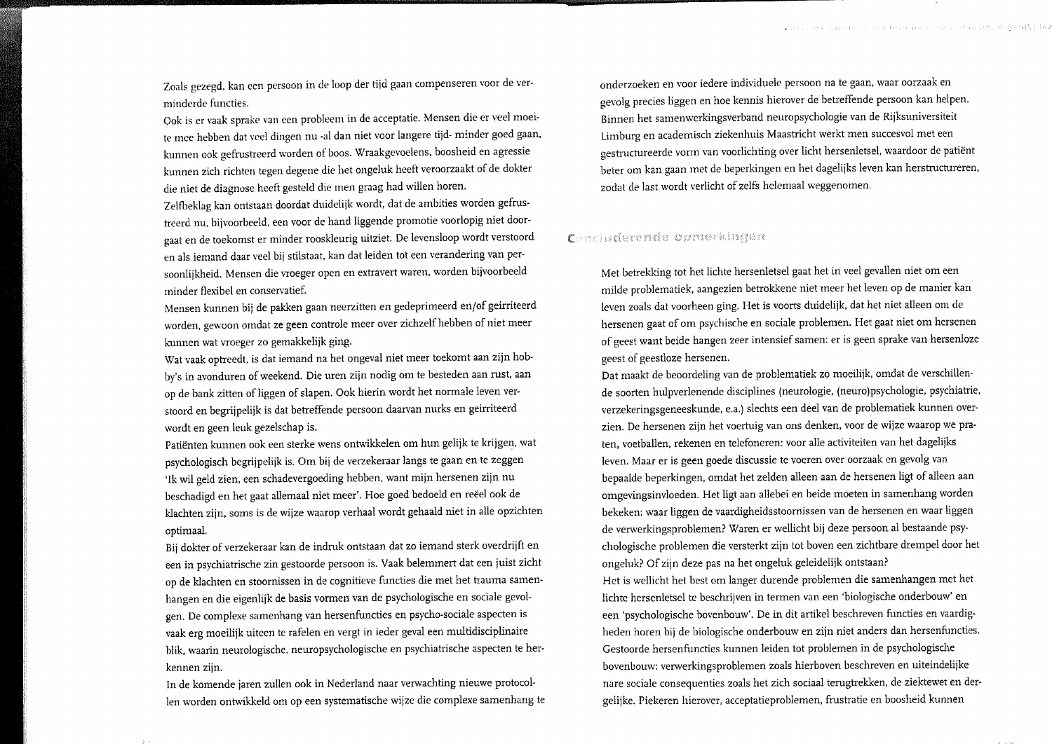Zoals gezegd, kan een persoon in de loop der tijd gaan compenseren voor de verminderde functies.

Ook is er vaak sprake van een probleem in de acceptatie. Mensen die er veel moeite mee hebben dat veel dingen nu -al dan niet voor langere tijd- minder goed gaan, kunnen ook gefrustreerd worden of boos. Wraakgevoelens, boosheid en agressie kunnen zich richten tegen degene die het ongeluk heeft veroorzaakt of de dokter die niet de diagnose heeft gesteld die men graag had willen horen.

Zelfbeklag kan ontstaan doordat duidelijk wordt, dat de ambities worden gefrustreerd nu, bijvoorbeeld, een voor de hand liggende promotie voorlopig niet doorgaat en de toekomst er minder rooskleurig uitziet. De levensloop wordt verstoord en als iemand daar veel bij stilstaat, kan dat leiden tot een verandering van persoonlijkheid. Mensen die vroeger open en extravert waren, worden bijvoorbeeld minder flexibel en conservatief.

Mensen kunnen bij de pakken gaan neerzitten en gedeprimeerd en/of geïrriteerd worden, gewoon omdat ze geen controle meer over zichzelf hebben of niet meer kunnen wat vroeger zo gemakkelijk ging.

Wat vaak optreedt, is dat iemand na het ongeval niet meer toekomt aan zijn hobby's in avonduren of weekend. Die uren zijn nodig om te besteden aan rust, aan op de bank zitten of liggen of slapen. Ook hierin wordt het normale leven verstoord en begrijpelijk is dat betreffende persoon daarvan nurks en geïrriteerd wordt en geen leuk gezelschap is.

Patiënten kunnen ook een sterke wens ontwikkelen om hun gelijk te krijgen, wat psychologisch begrijpelijk is. Om bij de verzekeraar langs te gaan en te zeggen 'Ik wil geld zien, een schadevergoeding hebben, want mijn hersenen zijn nu beschadigd en het gaat allemaal niet meer'. Hoe goed bedoeld en reëel ook de klachten zijn, soms is de wijze waarop verhaal wordt gehaald niet in alle opzichten optimaal.

Bij dokter of verzekeraar kan de indruk ontstaan dat zo iemand sterk overdrijft en een in psychiatrische zin gestoorde persoon is. Vaak belemmert dat een juist zicht op de klachten en stoornissen in de cognitieve functies die met het trauma samenhangen en die eigenlijk de basis vormen van de psychologische en sociale gevolgen. De complexe samenhang van hersenfuncties en psycho-sociale aspecten is vaak erg moeilijk uiteen te rafelen en vergt in ieder geval een multidisciplinaire blik, waarin neurologische, neuropsychologische en psychiatrische aspecten te herkennen zijn.

In de komende jaren zullen ook in Nederland naar verwachting nieuwe protocollen worden ontwikkeld om op een systematische wijze die complexe samenhang te onderzoeken en voor iedere individuele persoon na te gaan, waar oorzaak en gevolg precies liggen en hoe kennis hierover de betreffende persoon kan helpen. Binnen het samenwerkingsverband neuropsychologie van de Rijksuniversiteit Limburg en academisch ziekenhuis Maastricht werkt men succesvol met een gestructureerde vorm van voorlichting over licht hersenletsel, waardoor de patiënt beter om kan gaan met de beperkingen en het dagelijks leven kan herstructureren, zodat de last wordt verlicht of zelfs helemaal weggenomen.

## Concluderende opmerkingen

Met betrekking tot het lichte hersenletsel gaat het in veel gevallen niet om een milde problematiek, aangezien betrokkene niet meer het leven op de manier kan leven zoals dat voorheen ging. Het is voorts duidelijk, dat het niet alleen om de hersenen gaat of om psychische en sociale problemen. Het gaat niet om hersenen of geest want beide hangen zeer intensief samen: er is geen sprake van hersenloze geest of geestloze hersenen.

Dat maakt de beoordeling van de problematiek zo moeilijk, omdat de verschillende soorten hulpverlenende disciplines (neurologie, (neuro)psychologie, psychiatrie, verzekeringsgeneeskunde, e.a.) slechts een deel van de problematiek kunnen overzien. De hersenen zijn het voertuig van ons denken, voor de wijze waarop we praten, voetballen, rekenen en telefoneren: voor alle activiteiten van het dagelijks leven. Maar er is geen goede discussie te voeren over oorzaak en gevolg van bepaalde beperkingen, omdat het zelden alleen aan de hersenen ligt of alleen aan omgevingsinvloeden. Het ligt aan allebei en beide moeten in samenhang worden bekeken: waar liggen de vaardigheidsstoornissen van de hersenen en waar liggen de verwerkingsproblemen? Waren er wellicht bij deze persoon al bestaande psychologische problemen die versterkt zijn tot boven een zichtbare drempel door het ongeluk? Of zijn deze pas na het ongeluk geleidelijk ontstaan?

Het is wellicht het best om langer durende problemen die samenhangen met het lichte hersenletsel te beschrijven in termen van een 'biologische onderbouw' en een 'psychologische bovenbouw'. De in dit artikel beschreven functies en vaardigheden horen bij de biologische onderbouw en zijn niet anders dan hersenfuncties. Gestoorde hersenfuncties kunnen leiden tot problemen in de psychologische bovenbouw: verwerkingsproblemen zoals hierboven beschreven en uiteindelijke nare sociale consequenties zoals het zich sociaal terugtrekken, de ziektewet en dergelijke. Piekeren hierover, acceptatieproblemen, frustratie en boosheid kunnen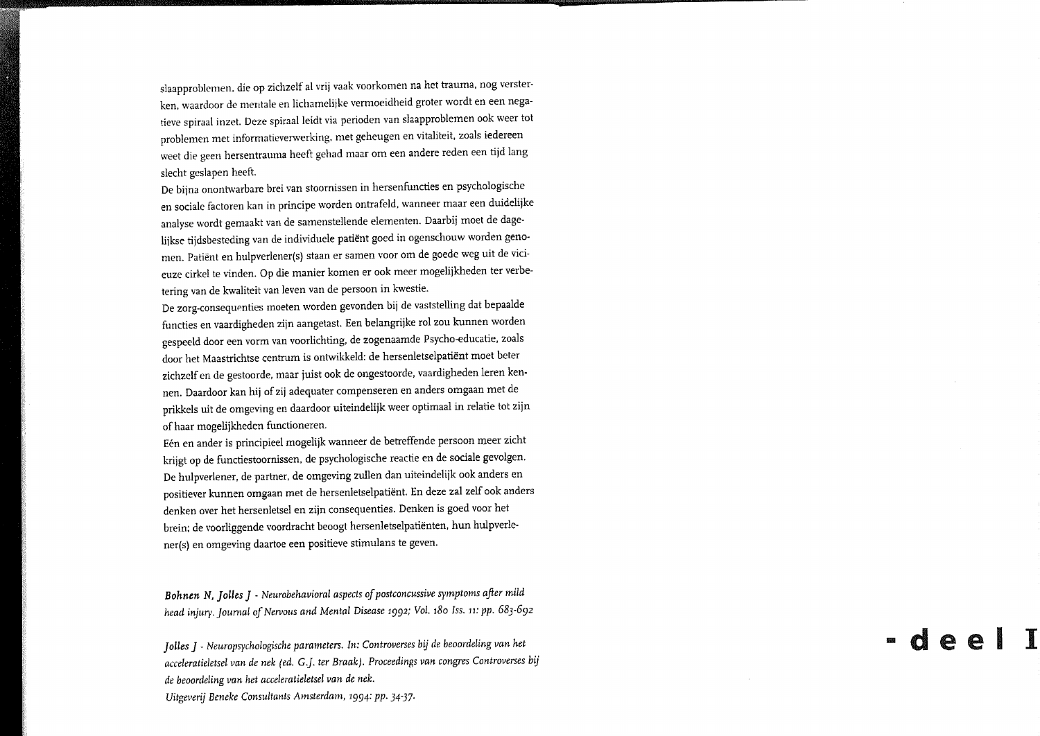slaapproblemen, die op zichzelf al vrij vaak voorkomen na het trauma, nog versterken, waardoor de mentale en lichamelijke vermoeidheid groter wordt en een negatieve spiraal inzet. Deze spiraal leidt via perioden van slaapproblemen ook weer tot problemen met informatieverwerking, met geheugen en vitaliteit, zoals iedereen weet die geen hersentrauma heeft gehad maar om een andere reden een tijd lang slecht geslapen heeft.

De bijna onontwarbare brei van stoornissen in hersenfuncties en psychologische en sociale factoren kan in principe worden ontrafeld, wanneer maar een duidelijke analyse wordt gemaakt van de samenstellende elementen. Daarbij moet de dagelijkse tijdsbesteding van de individuele patiënt goed in ogenschouw worden genomen. Patiënt en hulpverlener(s) staan er samen voor om de goede weg uit de vicieuze cirkel te vinden. Op die manier komen er ook meer mogelijkheden ter verbetering van de kwaliteit van leven van de persoon in kwestie.

De zorg-consequenties moeten worden gevonden bij de vaststelling dat bepaalde functies en vaardigheden zijn aangetast. Een belangrijke rol zou kunnen worden gespeeld door een vorm van voorlichting, de zogenaamde Psycho-educatie, zoals door het Maastrichtse centrum is ontwikkeld: de hersenletselpatiënt moet beter zichzelf en de gestoorde, maar juist ook de ongestoorde, vaardigheden leren kennen. Daardoor kan hij of zij adequater compenseren en anders omgaan met de prikkels uit de omgeving en daardoor uiteindelijk weer optimaal in relatie tot zijn of haar mogelijkheden functioneren.

Eén en ander is principieel mogelijk wanneer de betreffende persoon meer zicht krijgt op de functiestoornissen, de psychologische reactie en de sociale gevolgen. De hulpverlener, de partner, de omgeving zullen dan uiteindelijk ook anders en positiever kunnen omgaan met de hersenletselpatiënt. En deze zal zelf ook anders denken over het hersenletsel en zijn consequenties. Denken is goed voor het brein; de voorliggende voordracht beoogt hersenletselpatiënten, hun hulpverlener(s) en omgeving daartoe een positieve stimulans te geven.

***Bohnen N, Jolles J*** *- Neurobehavioral aspects of postconcussive symptoms after mild head injury. Journal of Nervous and Mental Disease 1992; Vol. 180 Iss. 11: pp. 683-692*

***Jolles J*** *- Neuropsychologische parameters. In: Controverses bij de beoordeling van het acceleratieletsel van de nek (ed. G.J. ter Braak). Proceedings van congres Controverses bij de beoordeling van het acceleratieletsel van de nek.*
*Uitgeverij Beneke Consultants Amsterdam, 1994: pp. 34-37.*

**- deel I**